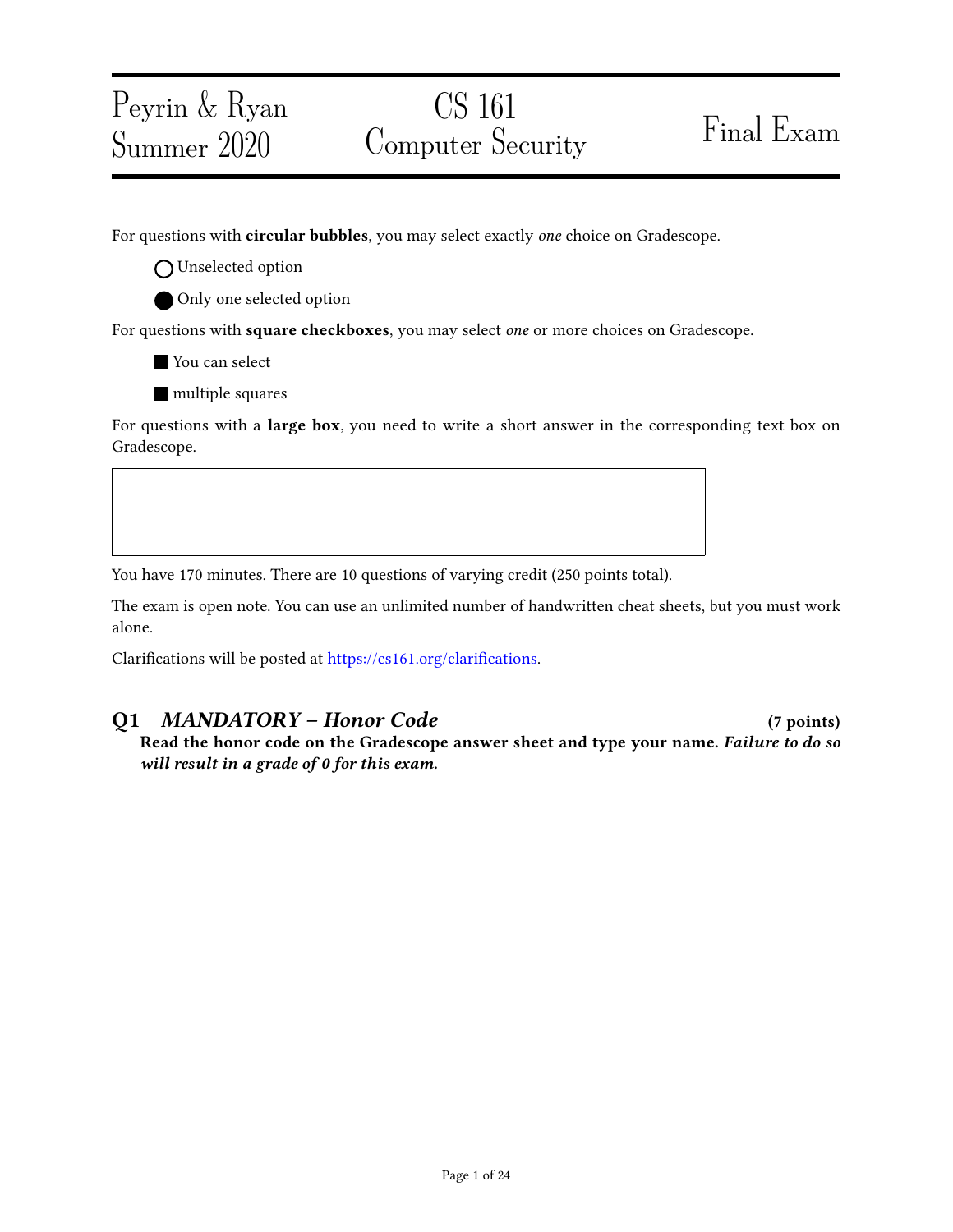Peyrin & Ryan
Summer 2020

# CS 161 Computer Security

# Final Exam

For questions with **circular bubbles**, you may select exactly *one* choice on Gradescope.

- ○ Unselected option
- ● Only one selected option

For questions with **square checkboxes**, you may select *one* or more choices on Gradescope.

- ■ You can select
- ■ multiple squares

For questions with a **large box**, you need to write a short answer in the corresponding text box on Gradescope.

You have 170 minutes. There are 10 questions of varying credit (250 points total).

The exam is open note. You can use an unlimited number of handwritten cheat sheets, but you must work alone.

Clarifications will be posted at https://cs161.org/clarifications.

## Q1 *MANDATORY – Honor Code* (7 points)

**Read the honor code on the Gradescope answer sheet and type your name.** ***Failure to do so will result in a grade of 0 for this exam.***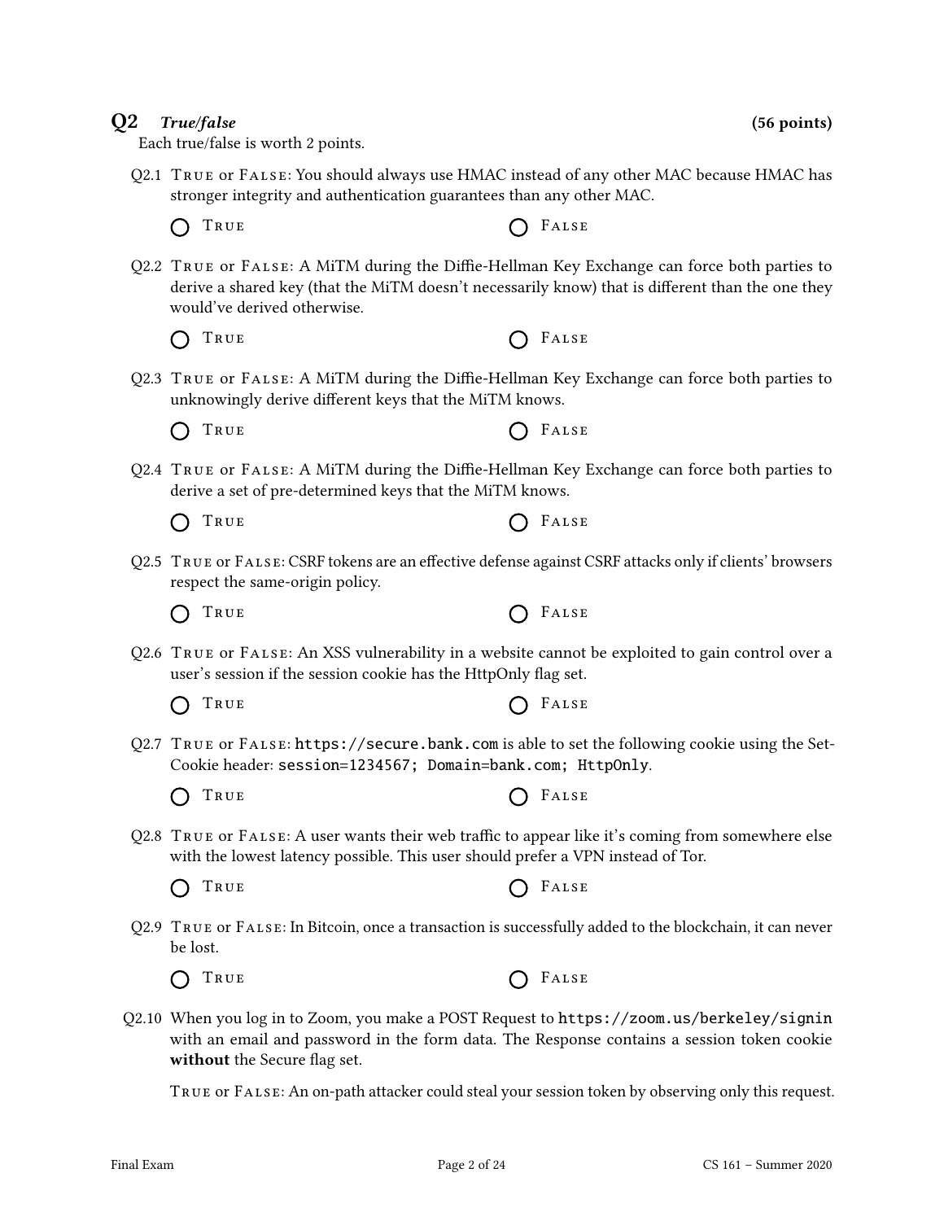## Q2 *True/false* (56 points)

Each true/false is worth 2 points.

Q2.1 True or False: You should always use HMAC instead of any other MAC because HMAC has stronger integrity and authentication guarantees than any other MAC.

○ True ○ False

Q2.2 True or False: A MiTM during the Diffie-Hellman Key Exchange can force both parties to derive a shared key (that the MiTM doesn't necessarily know) that is different than the one they would've derived otherwise.

○ True ○ False

Q2.3 True or False: A MiTM during the Diffie-Hellman Key Exchange can force both parties to unknowingly derive different keys that the MiTM knows.

○ True ○ False

Q2.4 True or False: A MiTM during the Diffie-Hellman Key Exchange can force both parties to derive a set of pre-determined keys that the MiTM knows.

○ True ○ False

Q2.5 True or False: CSRF tokens are an effective defense against CSRF attacks only if clients' browsers respect the same-origin policy.

○ True ○ False

Q2.6 True or False: An XSS vulnerability in a website cannot be exploited to gain control over a user's session if the session cookie has the HttpOnly flag set.

○ True ○ False

Q2.7 True or False: `https://secure.bank.com` is able to set the following cookie using the Set-Cookie header: `session=1234567; Domain=bank.com; HttpOnly`.

○ True ○ False

Q2.8 True or False: A user wants their web traffic to appear like it's coming from somewhere else with the lowest latency possible. This user should prefer a VPN instead of Tor.

○ True ○ False

Q2.9 True or False: In Bitcoin, once a transaction is successfully added to the blockchain, it can never be lost.

○ True ○ False

Q2.10 When you log in to Zoom, you make a POST Request to `https://zoom.us/berkeley/signin` with an email and password in the form data. The Response contains a session token cookie **without** the Secure flag set.

True or False: An on-path attacker could steal your session token by observing only this request.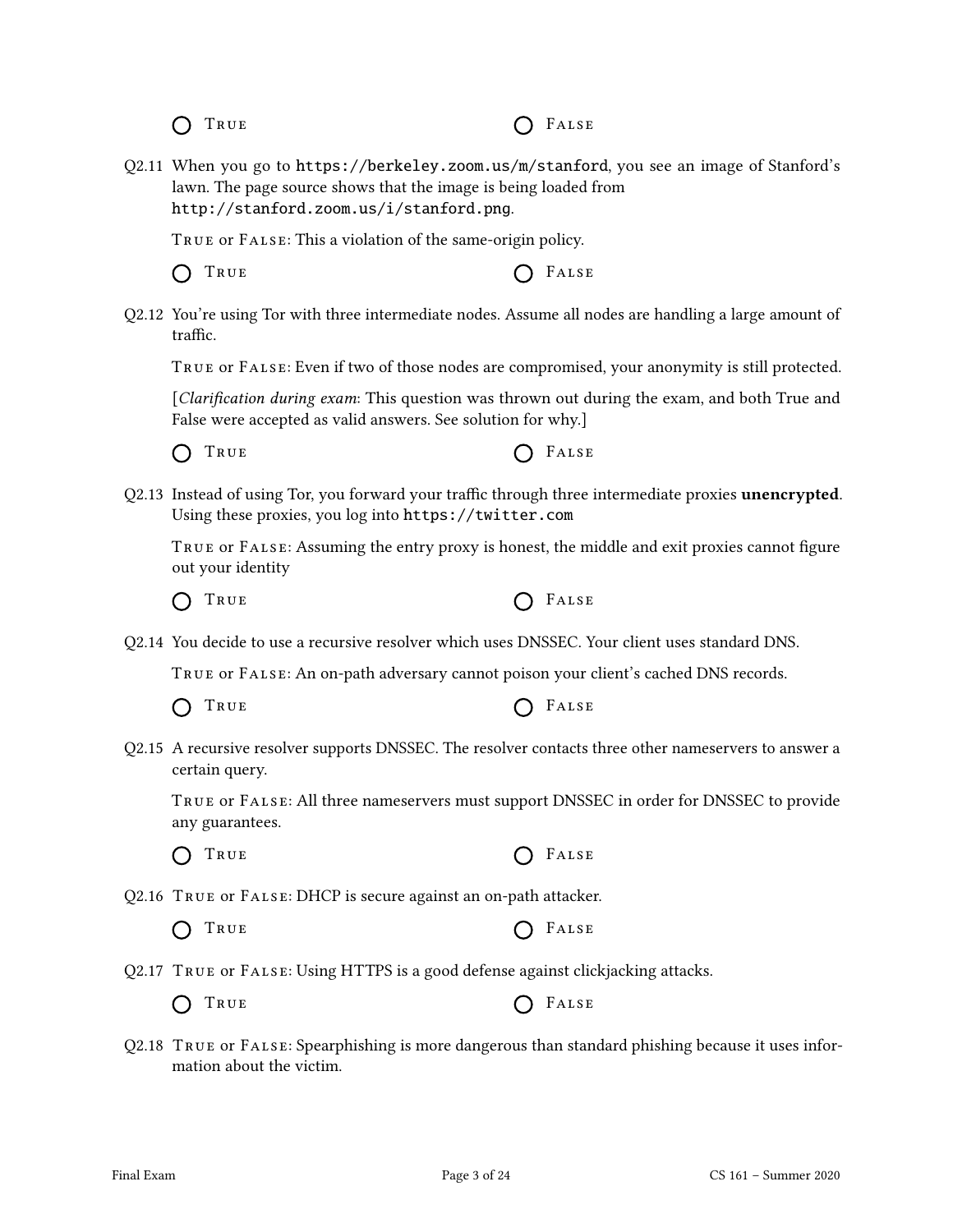◯ TRUE　　　　◯ FALSE

Q2.11 When you go to `https://berkeley.zoom.us/m/stanford`, you see an image of Stanford's lawn. The page source shows that the image is being loaded from `http://stanford.zoom.us/i/stanford.png`.

TRUE or FALSE: This a violation of the same-origin policy.

◯ TRUE　　　　◯ FALSE

Q2.12 You're using Tor with three intermediate nodes. Assume all nodes are handling a large amount of traffic.

TRUE or FALSE: Even if two of those nodes are compromised, your anonymity is still protected.

[*Clarification during exam*: This question was thrown out during the exam, and both True and False were accepted as valid answers. See solution for why.]

◯ TRUE　　　　◯ FALSE

Q2.13 Instead of using Tor, you forward your traffic through three intermediate proxies **unencrypted**. Using these proxies, you log into `https://twitter.com`

TRUE or FALSE: Assuming the entry proxy is honest, the middle and exit proxies cannot figure out your identity

◯ TRUE　　　　◯ FALSE

Q2.14 You decide to use a recursive resolver which uses DNSSEC. Your client uses standard DNS.

TRUE or FALSE: An on-path adversary cannot poison your client's cached DNS records.

◯ TRUE　　　　◯ FALSE

Q2.15 A recursive resolver supports DNSSEC. The resolver contacts three other nameservers to answer a certain query.

TRUE or FALSE: All three nameservers must support DNSSEC in order for DNSSEC to provide any guarantees.

◯ TRUE　　　　◯ FALSE

Q2.16 TRUE or FALSE: DHCP is secure against an on-path attacker.

◯ TRUE　　　　◯ FALSE

Q2.17 TRUE or FALSE: Using HTTPS is a good defense against clickjacking attacks.

◯ TRUE　　　　◯ FALSE

Q2.18 TRUE or FALSE: Spearphishing is more dangerous than standard phishing because it uses information about the victim.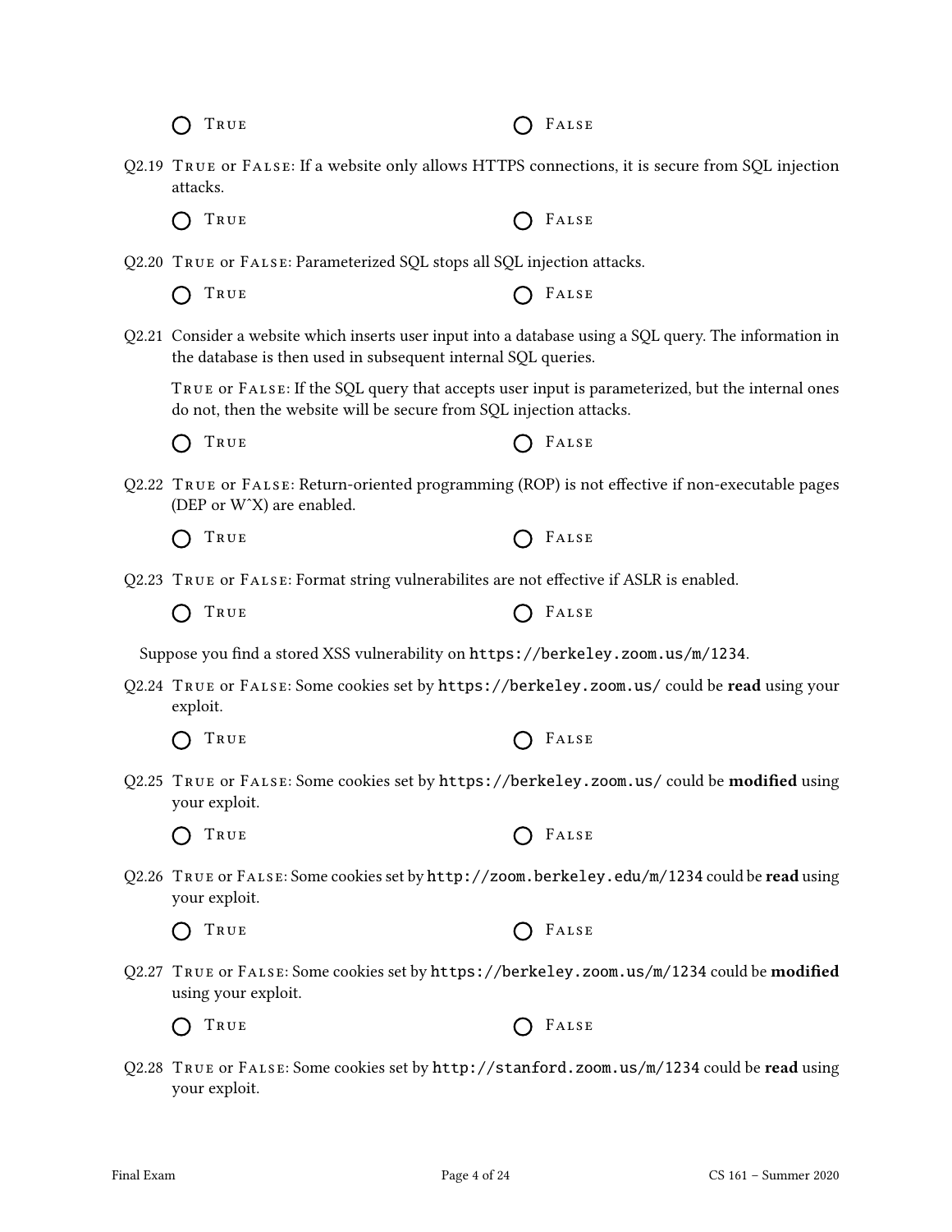◯ TRUE ◯ FALSE

Q2.19 TRUE or FALSE: If a website only allows HTTPS connections, it is secure from SQL injection attacks.

◯ TRUE ◯ FALSE

Q2.20 TRUE or FALSE: Parameterized SQL stops all SQL injection attacks.

◯ TRUE ◯ FALSE

Q2.21 Consider a website which inserts user input into a database using a SQL query. The information in the database is then used in subsequent internal SQL queries.

TRUE or FALSE: If the SQL query that accepts user input is parameterized, but the internal ones do not, then the website will be secure from SQL injection attacks.

◯ TRUE ◯ FALSE

Q2.22 TRUE or FALSE: Return-oriented programming (ROP) is not effective if non-executable pages (DEP or W^X) are enabled.

◯ TRUE ◯ FALSE

Q2.23 TRUE or FALSE: Format string vulnerabilites are not effective if ASLR is enabled.

◯ TRUE ◯ FALSE

Suppose you find a stored XSS vulnerability on `https://berkeley.zoom.us/m/1234`.

Q2.24 TRUE or FALSE: Some cookies set by `https://berkeley.zoom.us/` could be **read** using your exploit.

◯ TRUE ◯ FALSE

Q2.25 TRUE or FALSE: Some cookies set by `https://berkeley.zoom.us/` could be **modified** using your exploit.

◯ TRUE ◯ FALSE

Q2.26 TRUE or FALSE: Some cookies set by `http://zoom.berkeley.edu/m/1234` could be **read** using your exploit.

◯ TRUE ◯ FALSE

Q2.27 TRUE or FALSE: Some cookies set by `https://berkeley.zoom.us/m/1234` could be **modified** using your exploit.

◯ TRUE ◯ FALSE

Q2.28 TRUE or FALSE: Some cookies set by `http://stanford.zoom.us/m/1234` could be **read** using your exploit.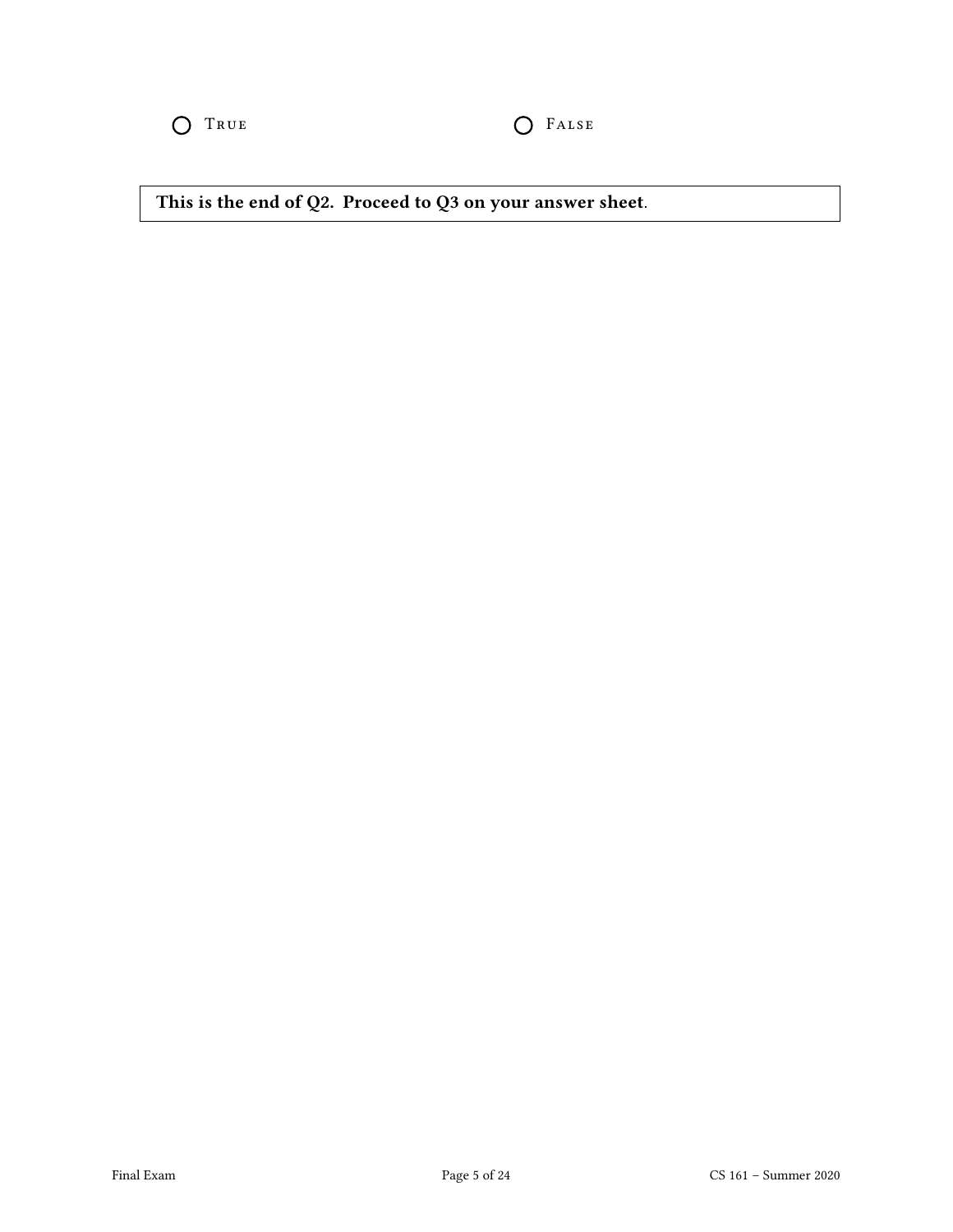○ True ○ False

**This is the end of Q2. Proceed to Q3 on your answer sheet.**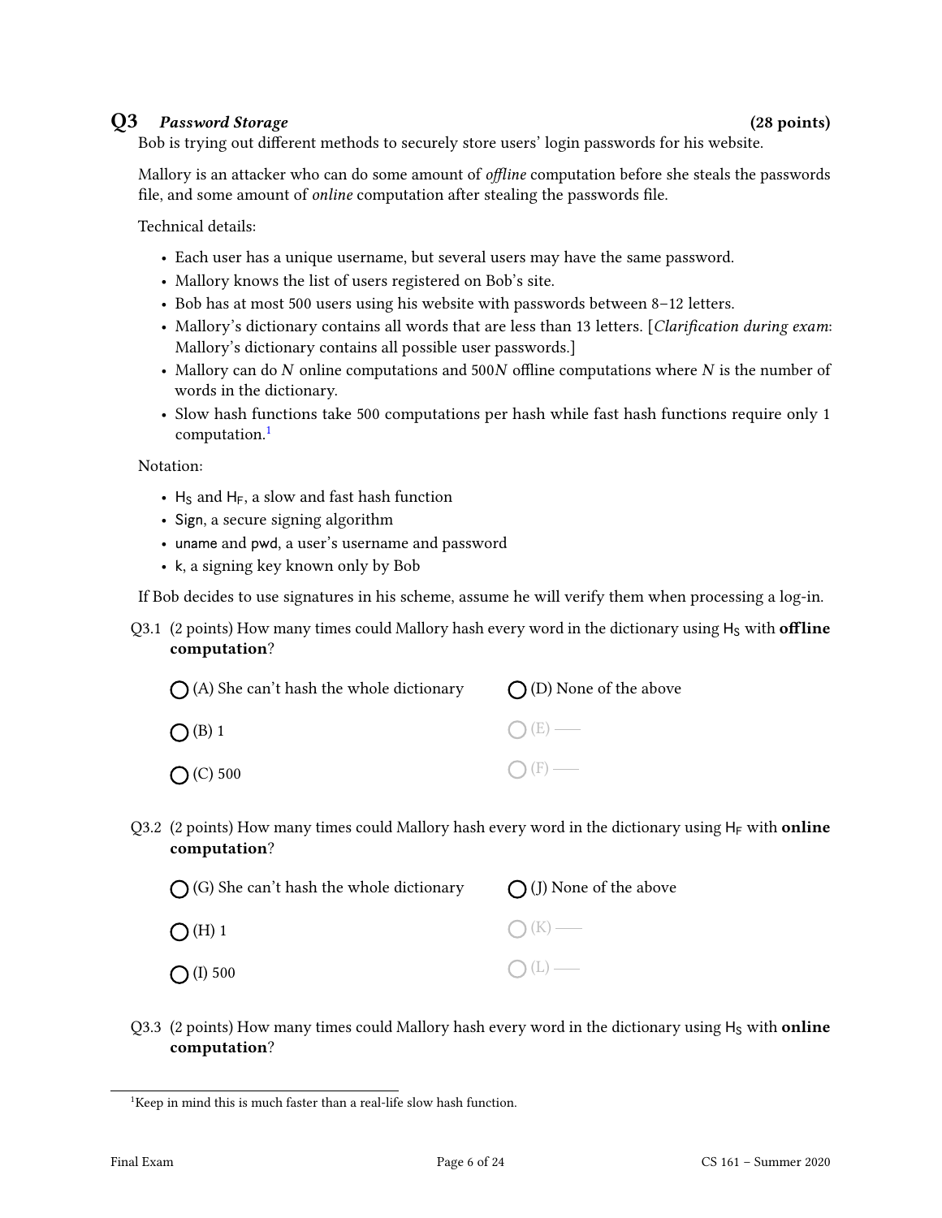## Q3 *Password Storage* (28 points)

Bob is trying out different methods to securely store users' login passwords for his website.

Mallory is an attacker who can do some amount of *offline* computation before she steals the passwords file, and some amount of *online* computation after stealing the passwords file.

Technical details:

- Each user has a unique username, but several users may have the same password.
- Mallory knows the list of users registered on Bob's site.
- Bob has at most 500 users using his website with passwords between 8–12 letters.
- Mallory's dictionary contains all words that are less than 13 letters. [*Clarification during exam*: Mallory's dictionary contains all possible user passwords.]
- Mallory can do $N$ online computations and $500N$ offline computations where $N$ is the number of words in the dictionary.
- Slow hash functions take 500 computations per hash while fast hash functions require only 1 computation.[1]

Notation:

- $\mathsf{H_S}$ and $\mathsf{H_F}$, a slow and fast hash function
- Sign, a secure signing algorithm
- uname and pwd, a user's username and password
- k, a signing key known only by Bob

If Bob decides to use signatures in his scheme, assume he will verify them when processing a log-in.

Q3.1 (2 points) How many times could Mallory hash every word in the dictionary using $\mathsf{H_S}$ with **offline computation**?

- ◯ (A) She can't hash the whole dictionary
- ◯ (B) 1
- ◯ (C) 500
- ◯ (D) None of the above
- ◯ (E) —
- ◯ (F) —

Q3.2 (2 points) How many times could Mallory hash every word in the dictionary using $\mathsf{H_F}$ with **online computation**?

- ◯ (G) She can't hash the whole dictionary
- ◯ (H) 1
- ◯ (I) 500
- ◯ (J) None of the above
- ◯ (K) —
- ◯ (L) —

Q3.3 (2 points) How many times could Mallory hash every word in the dictionary using $\mathsf{H_S}$ with **online computation**?

[1] Keep in mind this is much faster than a real-life slow hash function.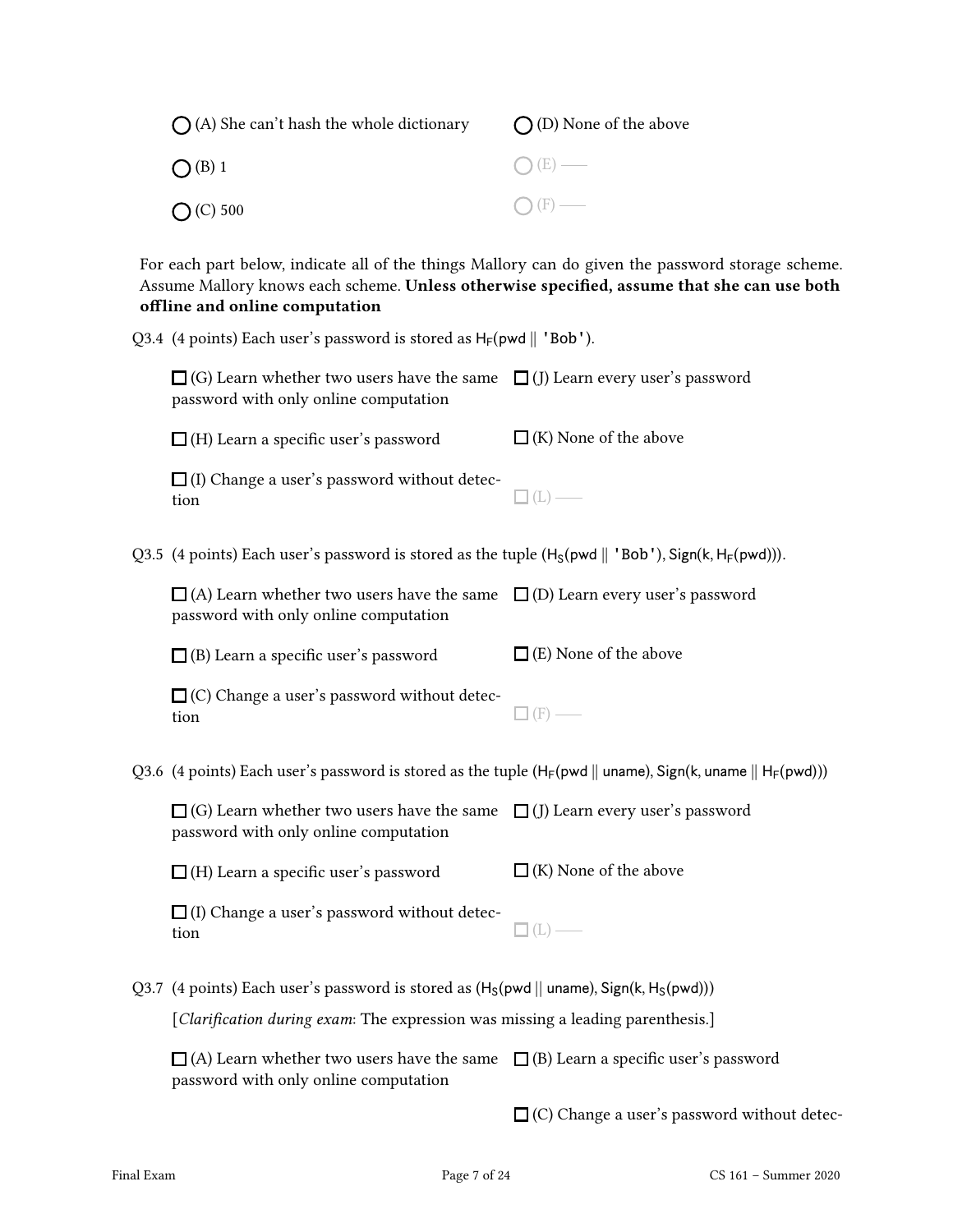◯ (A) She can't hash the whole dictionary

◯ (B) 1

◯ (C) 500

◯ (D) None of the above

◯ (E) ——

◯ (F) ——

For each part below, indicate all of the things Mallory can do given the password storage scheme. Assume Mallory knows each scheme. **Unless otherwise specified, assume that she can use both offline and online computation**

Q3.4 (4 points) Each user's password is stored as $H_F(\text{pwd} \parallel \text{'Bob'})$.

☐ (G) Learn whether two users have the same password with only online computation

☐ (H) Learn a specific user's password

☐ (I) Change a user's password without detection

☐ (J) Learn every user's password

☐ (K) None of the above

☐ (L) ——

Q3.5 (4 points) Each user's password is stored as the tuple $(H_S(\text{pwd} \parallel \text{'Bob'}), \text{Sign}(k, H_F(\text{pwd})))$.

☐ (A) Learn whether two users have the same password with only online computation

☐ (B) Learn a specific user's password

☐ (C) Change a user's password without detection

☐ (D) Learn every user's password

☐ (E) None of the above

☐ (F) ——

Q3.6 (4 points) Each user's password is stored as the tuple $(H_F(\text{pwd} \parallel \text{uname}), \text{Sign}(k, \text{uname} \parallel H_F(\text{pwd})))$

☐ (G) Learn whether two users have the same password with only online computation

☐ (H) Learn a specific user's password

☐ (I) Change a user's password without detection

☐ (J) Learn every user's password

☐ (K) None of the above

☐ (L) ——

Q3.7 (4 points) Each user's password is stored as $(H_S(\text{pwd} \parallel \text{uname}), \text{Sign}(k, H_S(\text{pwd})))$

[*Clarification during exam*: The expression was missing a leading parenthesis.]

☐ (A) Learn whether two users have the same password with only online computation

☐ (B) Learn a specific user's password

☐ (C) Change a user's password without detec-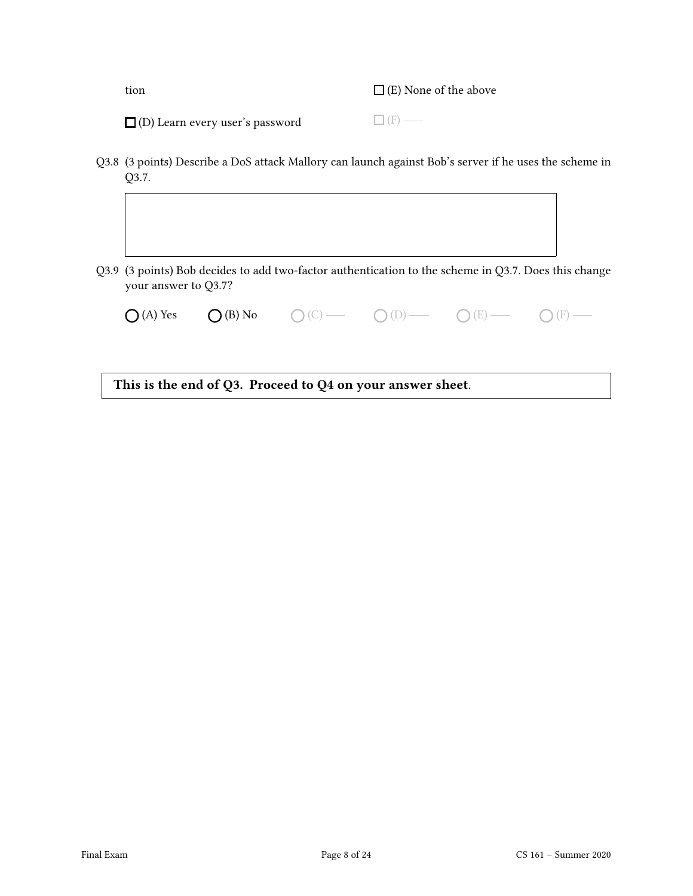tion

☐ (E) None of the above

☐ (D) Learn every user's password

☐ (F) ——

Q3.8 (3 points) Describe a DoS attack Mallory can launch against Bob's server if he uses the scheme in Q3.7.

Q3.9 (3 points) Bob decides to add two-factor authentication to the scheme in Q3.7. Does this change your answer to Q3.7?

◯ (A) Yes  ◯ (B) No  ◯ (C) ——  ◯ (D) ——  ◯ (E) ——  ◯ (F) ——

**This is the end of Q3. Proceed to Q4 on your answer sheet**.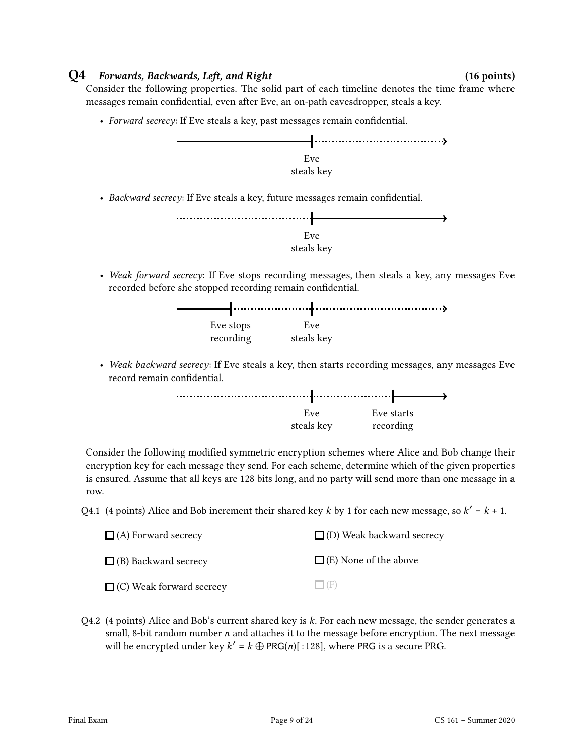## Q4 *Forwards, Backwards, ~~Left, and Right~~* (16 points)

Consider the following properties. The solid part of each timeline denotes the time frame where messages remain confidential, even after Eve, an on-path eavesdropper, steals a key.

- *Forward secrecy*: If Eve steals a key, past messages remain confidential.

  Eve steals key

- *Backward secrecy*: If Eve steals a key, future messages remain confidential.

  Eve steals key

- *Weak forward secrecy*: If Eve stops recording messages, then steals a key, any messages Eve recorded before she stopped recording remain confidential.

  Eve stops recording — Eve steals key

- *Weak backward secrecy*: If Eve steals a key, then starts recording messages, any messages Eve record remain confidential.

  Eve steals key — Eve starts recording

Consider the following modified symmetric encryption schemes where Alice and Bob change their encryption key for each message they send. For each scheme, determine which of the given properties is ensured. Assume that all keys are 128 bits long, and no party will send more than one message in a row.

Q4.1 (4 points) Alice and Bob increment their shared key $k$ by 1 for each new message, so $k' = k + 1$.

☐ (A) Forward secrecy

☐ (B) Backward secrecy

☐ (C) Weak forward secrecy

☐ (D) Weak backward secrecy

☐ (E) None of the above

☐ (F) —

Q4.2 (4 points) Alice and Bob's current shared key is $k$. For each new message, the sender generates a small, 8-bit random number $n$ and attaches it to the message before encryption. The next message will be encrypted under key $k' = k \oplus \mathsf{PRG}(n)[:128]$, where $\mathsf{PRG}$ is a secure PRG.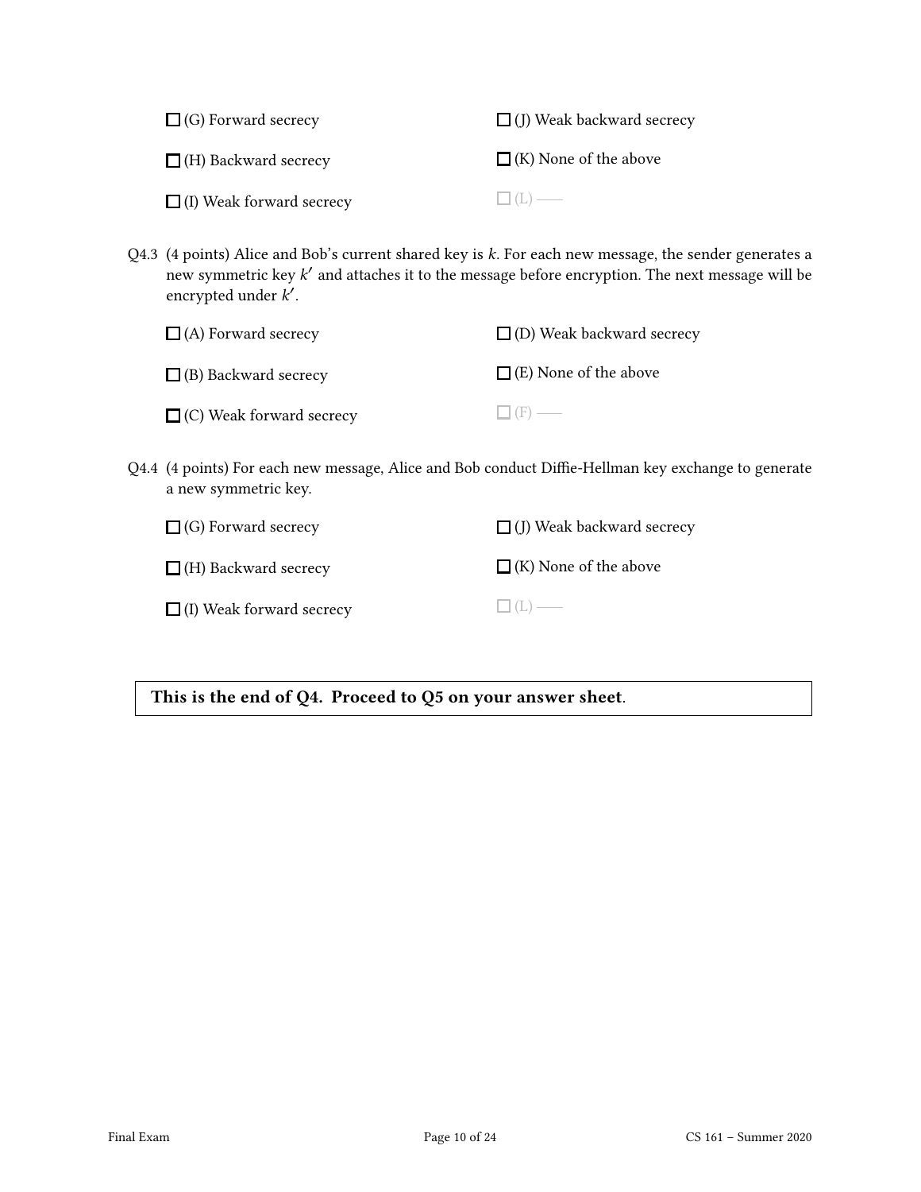- ☐ (G) Forward secrecy
- ☐ (H) Backward secrecy
- ☐ (I) Weak forward secrecy
- ☐ (J) Weak backward secrecy
- ☐ (K) None of the above
- ☐ (L) ——

Q4.3 (4 points) Alice and Bob's current shared key is $k$. For each new message, the sender generates a new symmetric key $k'$ and attaches it to the message before encryption. The next message will be encrypted under $k'$.

- ☐ (A) Forward secrecy
- ☐ (B) Backward secrecy
- ☐ (C) Weak forward secrecy
- ☐ (D) Weak backward secrecy
- ☐ (E) None of the above
- ☐ (F) ——

Q4.4 (4 points) For each new message, Alice and Bob conduct Diffie-Hellman key exchange to generate a new symmetric key.

- ☐ (G) Forward secrecy
- ☐ (H) Backward secrecy
- ☐ (I) Weak forward secrecy
- ☐ (J) Weak backward secrecy
- ☐ (K) None of the above
- ☐ (L) ——

**This is the end of Q4. Proceed to Q5 on your answer sheet.**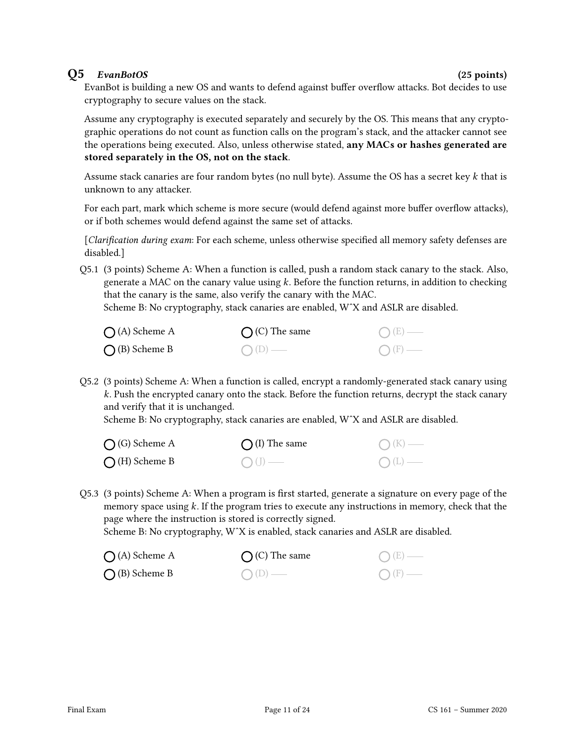## Q5 *EvanBotOS* (25 points)

EvanBot is building a new OS and wants to defend against buffer overflow attacks. Bot decides to use cryptography to secure values on the stack.

Assume any cryptography is executed separately and securely by the OS. This means that any cryptographic operations do not count as function calls on the program's stack, and the attacker cannot see the operations being executed. Also, unless otherwise stated, **any MACs or hashes generated are stored separately in the OS, not on the stack**.

Assume stack canaries are four random bytes (no null byte). Assume the OS has a secret key $k$ that is unknown to any attacker.

For each part, mark which scheme is more secure (would defend against more buffer overflow attacks), or if both schemes would defend against the same set of attacks.

[*Clarification during exam*: For each scheme, unless otherwise specified all memory safety defenses are disabled.]

Q5.1 (3 points) Scheme A: When a function is called, push a random stack canary to the stack. Also, generate a MAC on the canary value using $k$. Before the function returns, in addition to checking that the canary is the same, also verify the canary with the MAC.
Scheme B: No cryptography, stack canaries are enabled, WˆX and ASLR are disabled.

- ◯ (A) Scheme A
- ◯ (B) Scheme B
- ◯ (C) The same
- ◯ (D) ——
- ◯ (E) ——
- ◯ (F) ——

Q5.2 (3 points) Scheme A: When a function is called, encrypt a randomly-generated stack canary using $k$. Push the encrypted canary onto the stack. Before the function returns, decrypt the stack canary and verify that it is unchanged.
Scheme B: No cryptography, stack canaries are enabled, WˆX and ASLR are disabled.

- ◯ (G) Scheme A
- ◯ (H) Scheme B
- ◯ (I) The same
- ◯ (J) ——
- ◯ (K) ——
- ◯ (L) ——

Q5.3 (3 points) Scheme A: When a program is first started, generate a signature on every page of the memory space using $k$. If the program tries to execute any instructions in memory, check that the page where the instruction is stored is correctly signed.
Scheme B: No cryptography, WˆX is enabled, stack canaries and ASLR are disabled.

- ◯ (A) Scheme A
- ◯ (B) Scheme B
- ◯ (C) The same
- ◯ (D) ——
- ◯ (E) ——
- ◯ (F) ——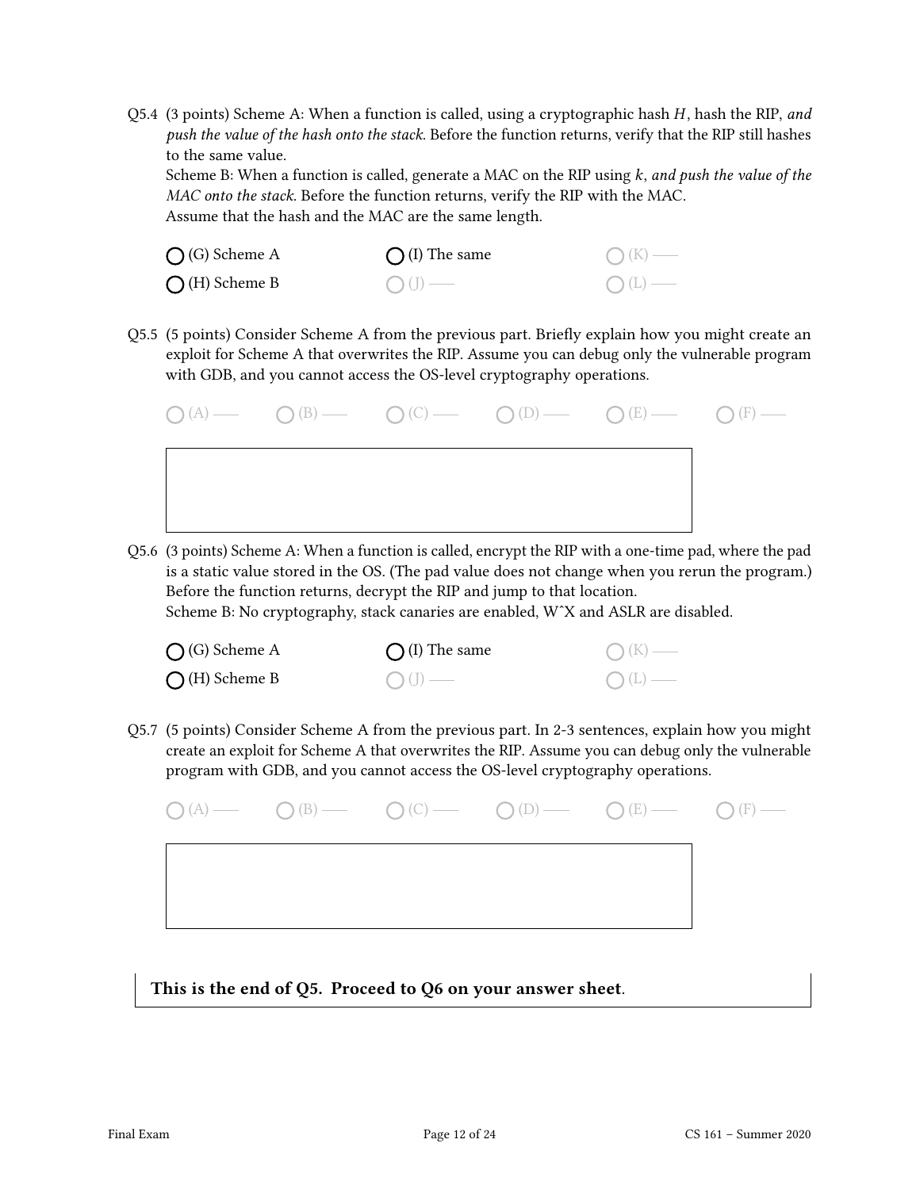Q5.4 (3 points) Scheme A: When a function is called, using a cryptographic hash $H$, hash the RIP, *and push the value of the hash onto the stack*. Before the function returns, verify that the RIP still hashes to the same value.

Scheme B: When a function is called, generate a MAC on the RIP using $k$, *and push the value of the MAC onto the stack*. Before the function returns, verify the RIP with the MAC.

Assume that the hash and the MAC are the same length.

- ◯ (G) Scheme A
- ◯ (H) Scheme B
- ◯ (I) The same
- ◯ (J) —
- ◯ (K) —
- ◯ (L) —

Q5.5 (5 points) Consider Scheme A from the previous part. Briefly explain how you might create an exploit for Scheme A that overwrites the RIP. Assume you can debug only the vulnerable program with GDB, and you cannot access the OS-level cryptography operations.

◯ (A) — ◯ (B) — ◯ (C) — ◯ (D) — ◯ (E) — ◯ (F) —

Q5.6 (3 points) Scheme A: When a function is called, encrypt the RIP with a one-time pad, where the pad is a static value stored in the OS. (The pad value does not change when you rerun the program.) Before the function returns, decrypt the RIP and jump to that location.

Scheme B: No cryptography, stack canaries are enabled, WˆX and ASLR are disabled.

- ◯ (G) Scheme A
- ◯ (H) Scheme B
- ◯ (I) The same
- ◯ (J) —
- ◯ (K) —
- ◯ (L) —

Q5.7 (5 points) Consider Scheme A from the previous part. In 2-3 sentences, explain how you might create an exploit for Scheme A that overwrites the RIP. Assume you can debug only the vulnerable program with GDB, and you cannot access the OS-level cryptography operations.

◯ (A) — ◯ (B) — ◯ (C) — ◯ (D) — ◯ (E) — ◯ (F) —

**This is the end of Q5. Proceed to Q6 on your answer sheet.**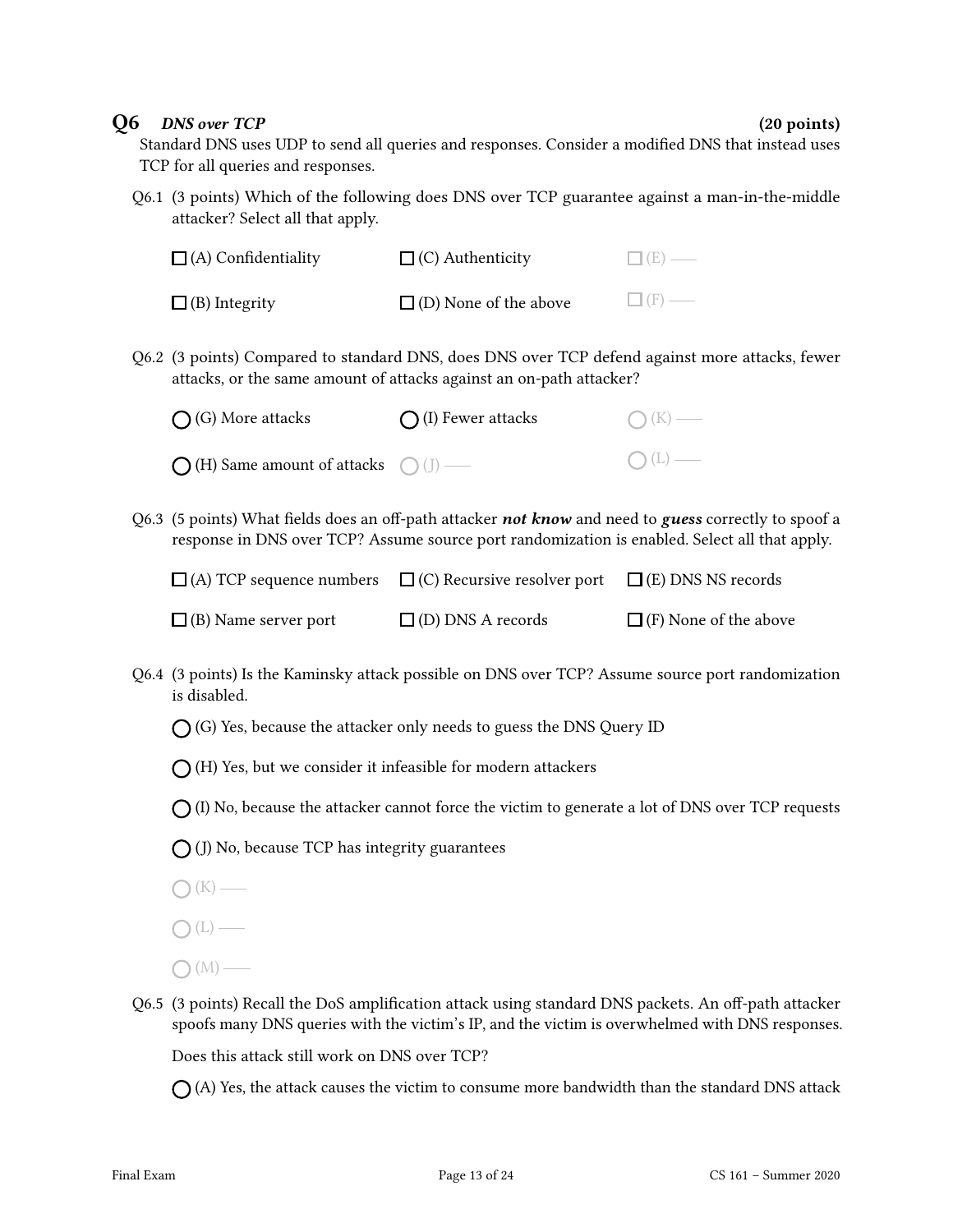## Q6 *DNS over TCP* (20 points)

Standard DNS uses UDP to send all queries and responses. Consider a modified DNS that instead uses TCP for all queries and responses.

Q6.1 (3 points) Which of the following does DNS over TCP guarantee against a man-in-the-middle attacker? Select all that apply.

- ☐ (A) Confidentiality
- ☐ (B) Integrity
- ☐ (C) Authenticity
- ☐ (D) None of the above
- ☐ (E) ——
- ☐ (F) ——

Q6.2 (3 points) Compared to standard DNS, does DNS over TCP defend against more attacks, fewer attacks, or the same amount of attacks against an on-path attacker?

- ◯ (G) More attacks
- ◯ (H) Same amount of attacks
- ◯ (I) Fewer attacks
- ◯ (J) ——
- ◯ (K) ——
- ◯ (L) ——

Q6.3 (5 points) What fields does an off-path attacker ***not know*** and need to ***guess*** correctly to spoof a response in DNS over TCP? Assume source port randomization is enabled. Select all that apply.

- ☐ (A) TCP sequence numbers
- ☐ (B) Name server port
- ☐ (C) Recursive resolver port
- ☐ (D) DNS A records
- ☐ (E) DNS NS records
- ☐ (F) None of the above

Q6.4 (3 points) Is the Kaminsky attack possible on DNS over TCP? Assume source port randomization is disabled.

- ◯ (G) Yes, because the attacker only needs to guess the DNS Query ID
- ◯ (H) Yes, but we consider it infeasible for modern attackers
- ◯ (I) No, because the attacker cannot force the victim to generate a lot of DNS over TCP requests
- ◯ (J) No, because TCP has integrity guarantees
- ◯ (K) ——
- ◯ (L) ——
- ◯ (M) ——

Q6.5 (3 points) Recall the DoS amplification attack using standard DNS packets. An off-path attacker spoofs many DNS queries with the victim's IP, and the victim is overwhelmed with DNS responses.

Does this attack still work on DNS over TCP?

- ◯ (A) Yes, the attack causes the victim to consume more bandwidth than the standard DNS attack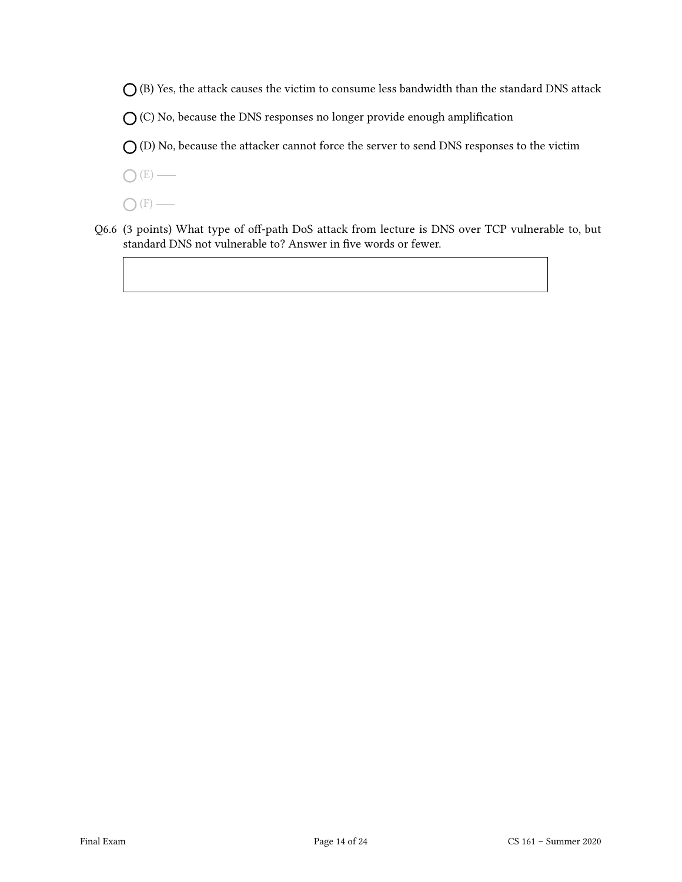◯ (B) Yes, the attack causes the victim to consume less bandwidth than the standard DNS attack

◯ (C) No, because the DNS responses no longer provide enough amplification

◯ (D) No, because the attacker cannot force the server to send DNS responses to the victim

◯ (E) ——

◯ (F) ——

Q6.6 (3 points) What type of off-path DoS attack from lecture is DNS over TCP vulnerable to, but standard DNS not vulnerable to? Answer in five words or fewer.

| |
|---|
| |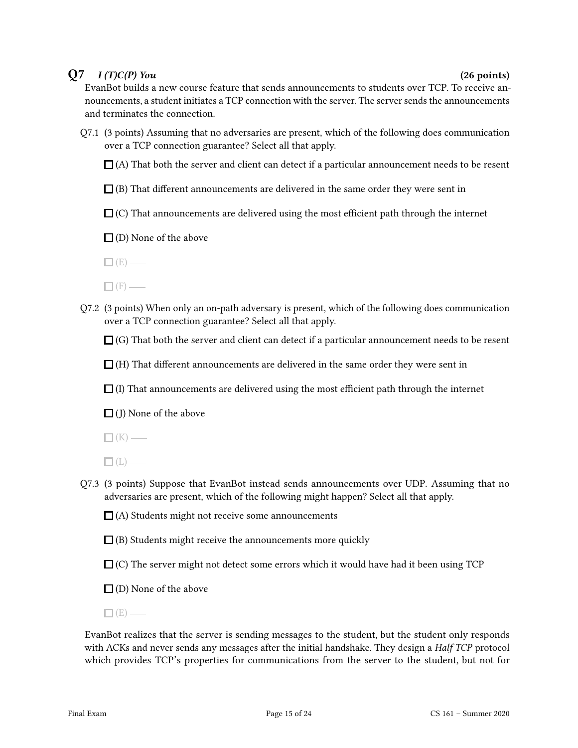## Q7 *I (T)C(P) You* (26 points)

EvanBot builds a new course feature that sends announcements to students over TCP. To receive announcements, a student initiates a TCP connection with the server. The server sends the announcements and terminates the connection.

Q7.1 (3 points) Assuming that no adversaries are present, which of the following does communication over a TCP connection guarantee? Select all that apply.

☐ (A) That both the server and client can detect if a particular announcement needs to be resent

☐ (B) That different announcements are delivered in the same order they were sent in

☐ (C) That announcements are delivered using the most efficient path through the internet

☐ (D) None of the above

☐ (E) ——

☐ (F) ——

Q7.2 (3 points) When only an on-path adversary is present, which of the following does communication over a TCP connection guarantee? Select all that apply.

☐ (G) That both the server and client can detect if a particular announcement needs to be resent

☐ (H) That different announcements are delivered in the same order they were sent in

☐ (I) That announcements are delivered using the most efficient path through the internet

☐ (J) None of the above

☐ (K) ——

☐ (L) ——

Q7.3 (3 points) Suppose that EvanBot instead sends announcements over UDP. Assuming that no adversaries are present, which of the following might happen? Select all that apply.

☐ (A) Students might not receive some announcements

☐ (B) Students might receive the announcements more quickly

☐ (C) The server might not detect some errors which it would have had it been using TCP

☐ (D) None of the above

☐ (E) ——

EvanBot realizes that the server is sending messages to the student, but the student only responds with ACKs and never sends any messages after the initial handshake. They design a *Half TCP* protocol which provides TCP's properties for communications from the server to the student, but not for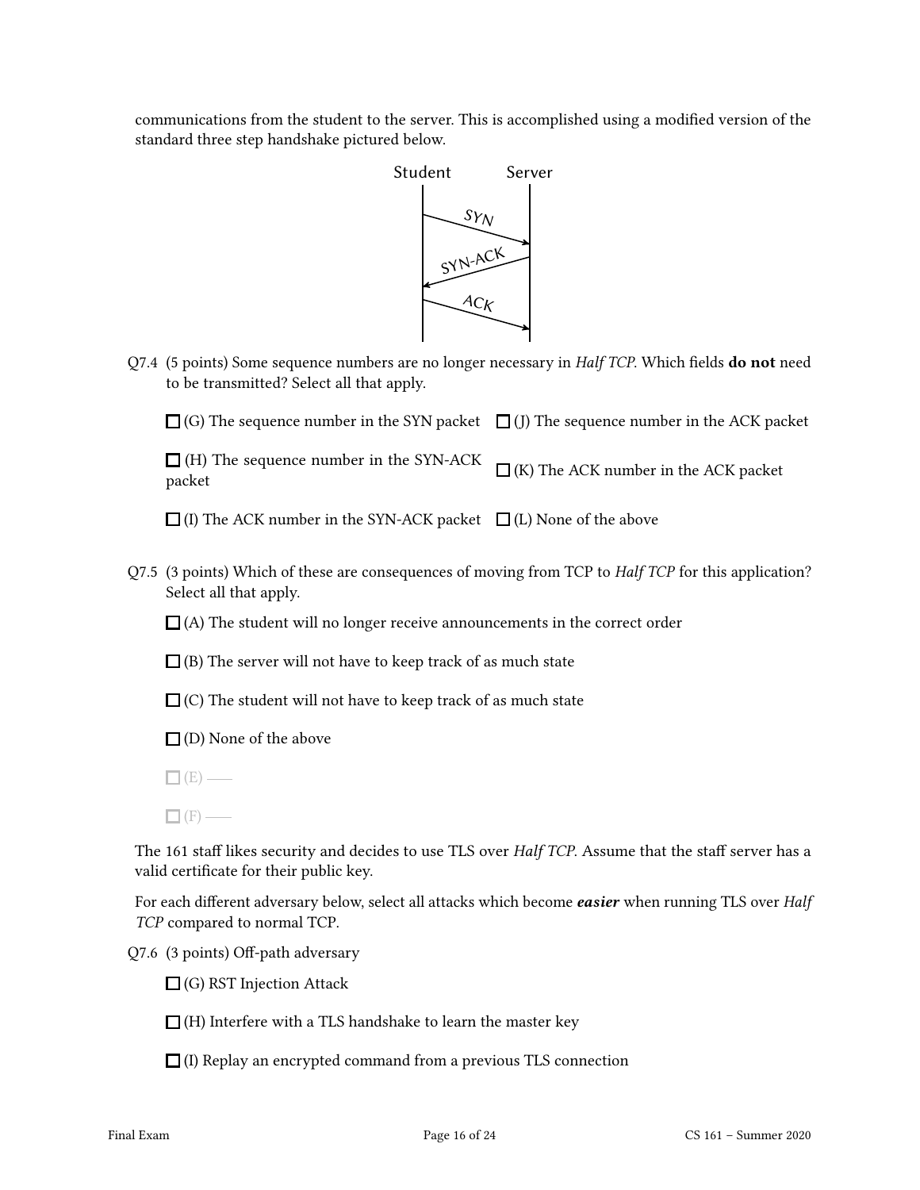communications from the student to the server. This is accomplished using a modified version of the standard three step handshake pictured below.

Student Server

SYN

SYN-ACK

ACK

Q7.4 (5 points) Some sequence numbers are no longer necessary in *Half TCP*. Which fields **do not** need to be transmitted? Select all that apply.

☐ (G) The sequence number in the SYN packet

☐ (H) The sequence number in the SYN-ACK packet

☐ (I) The ACK number in the SYN-ACK packet

☐ (J) The sequence number in the ACK packet

☐ (K) The ACK number in the ACK packet

☐ (L) None of the above

Q7.5 (3 points) Which of these are consequences of moving from TCP to *Half TCP* for this application? Select all that apply.

☐ (A) The student will no longer receive announcements in the correct order

☐ (B) The server will not have to keep track of as much state

☐ (C) The student will not have to keep track of as much state

☐ (D) None of the above

☐ (E) ——

☐ (F) ——

The 161 staff likes security and decides to use TLS over *Half TCP*. Assume that the staff server has a valid certificate for their public key.

For each different adversary below, select all attacks which become ***easier*** when running TLS over *Half TCP* compared to normal TCP.

Q7.6 (3 points) Off-path adversary

☐ (G) RST Injection Attack

☐ (H) Interfere with a TLS handshake to learn the master key

☐ (I) Replay an encrypted command from a previous TLS connection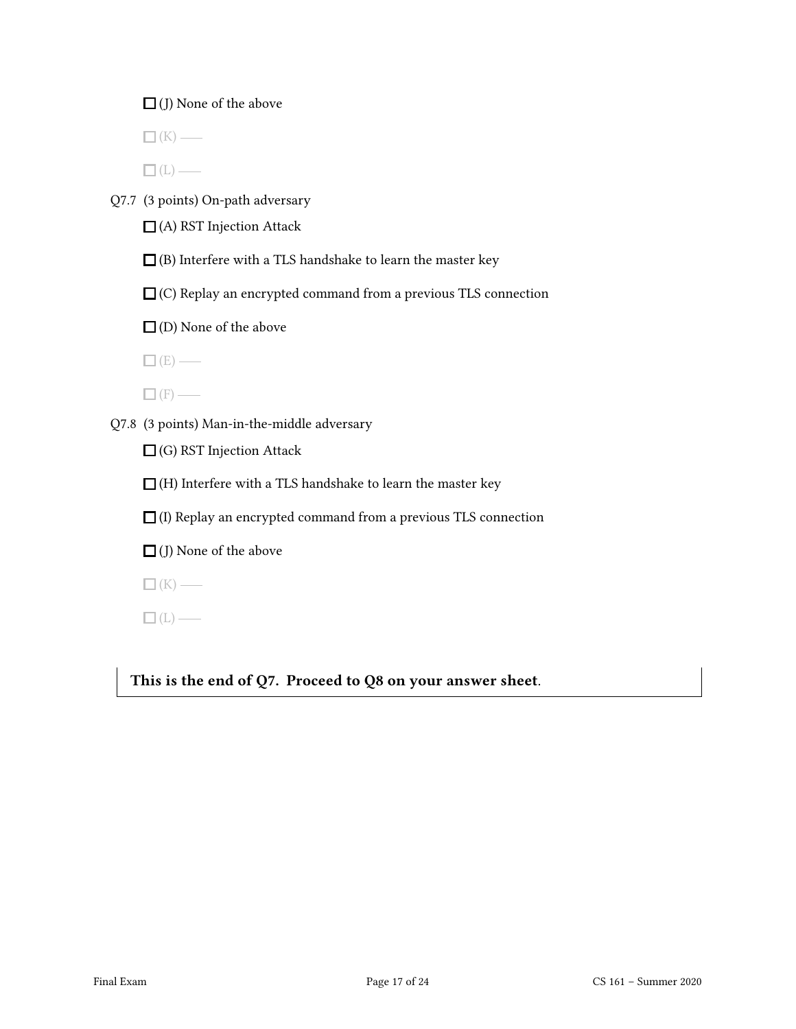☐ (J) None of the above

☐ (K) ——

☐ (L) ——

Q7.7 (3 points) On-path adversary

☐ (A) RST Injection Attack

☐ (B) Interfere with a TLS handshake to learn the master key

☐ (C) Replay an encrypted command from a previous TLS connection

☐ (D) None of the above

☐ (E) ——

☐ (F) ——

Q7.8 (3 points) Man-in-the-middle adversary

☐ (G) RST Injection Attack

☐ (H) Interfere with a TLS handshake to learn the master key

☐ (I) Replay an encrypted command from a previous TLS connection

☐ (J) None of the above

☐ (K) ——

☐ (L) ——

**This is the end of Q7. Proceed to Q8 on your answer sheet**.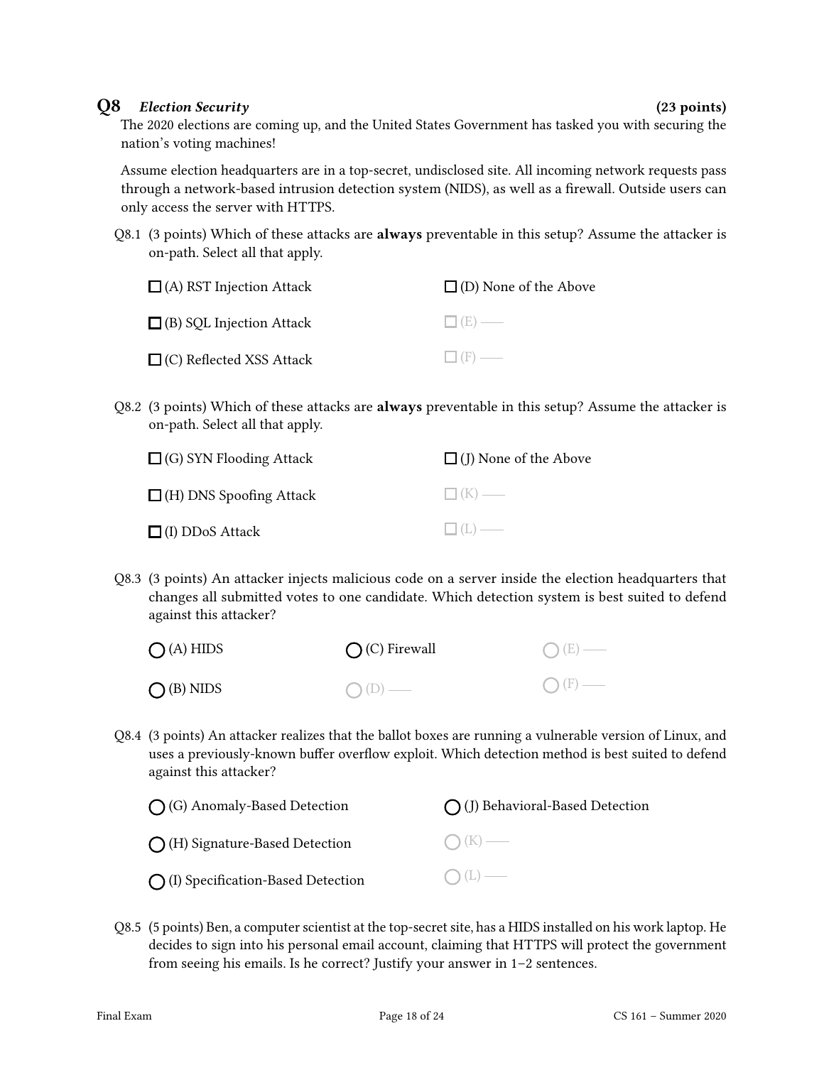## Q8 *Election Security* (23 points)

The 2020 elections are coming up, and the United States Government has tasked you with securing the nation's voting machines!

Assume election headquarters are in a top-secret, undisclosed site. All incoming network requests pass through a network-based intrusion detection system (NIDS), as well as a firewall. Outside users can only access the server with HTTPS.

Q8.1 (3 points) Which of these attacks are **always** preventable in this setup? Assume the attacker is on-path. Select all that apply.

- ☐ (A) RST Injection Attack
- ☐ (B) SQL Injection Attack
- ☐ (C) Reflected XSS Attack
- ☐ (D) None of the Above
- ☐ (E) ——
- ☐ (F) ——

Q8.2 (3 points) Which of these attacks are **always** preventable in this setup? Assume the attacker is on-path. Select all that apply.

- ☐ (G) SYN Flooding Attack
- ☐ (H) DNS Spoofing Attack
- ☐ (I) DDoS Attack
- ☐ (J) None of the Above
- ☐ (K) ——
- ☐ (L) ——

Q8.3 (3 points) An attacker injects malicious code on a server inside the election headquarters that changes all submitted votes to one candidate. Which detection system is best suited to defend against this attacker?

- ◯ (A) HIDS
- ◯ (B) NIDS
- ◯ (C) Firewall
- ◯ (D) ——
- ◯ (E) ——
- ◯ (F) ——

Q8.4 (3 points) An attacker realizes that the ballot boxes are running a vulnerable version of Linux, and uses a previously-known buffer overflow exploit. Which detection method is best suited to defend against this attacker?

- ◯ (G) Anomaly-Based Detection
- ◯ (H) Signature-Based Detection
- ◯ (I) Specification-Based Detection
- ◯ (J) Behavioral-Based Detection
- ◯ (K) ——
- ◯ (L) ——

Q8.5 (5 points) Ben, a computer scientist at the top-secret site, has a HIDS installed on his work laptop. He decides to sign into his personal email account, claiming that HTTPS will protect the government from seeing his emails. Is he correct? Justify your answer in 1–2 sentences.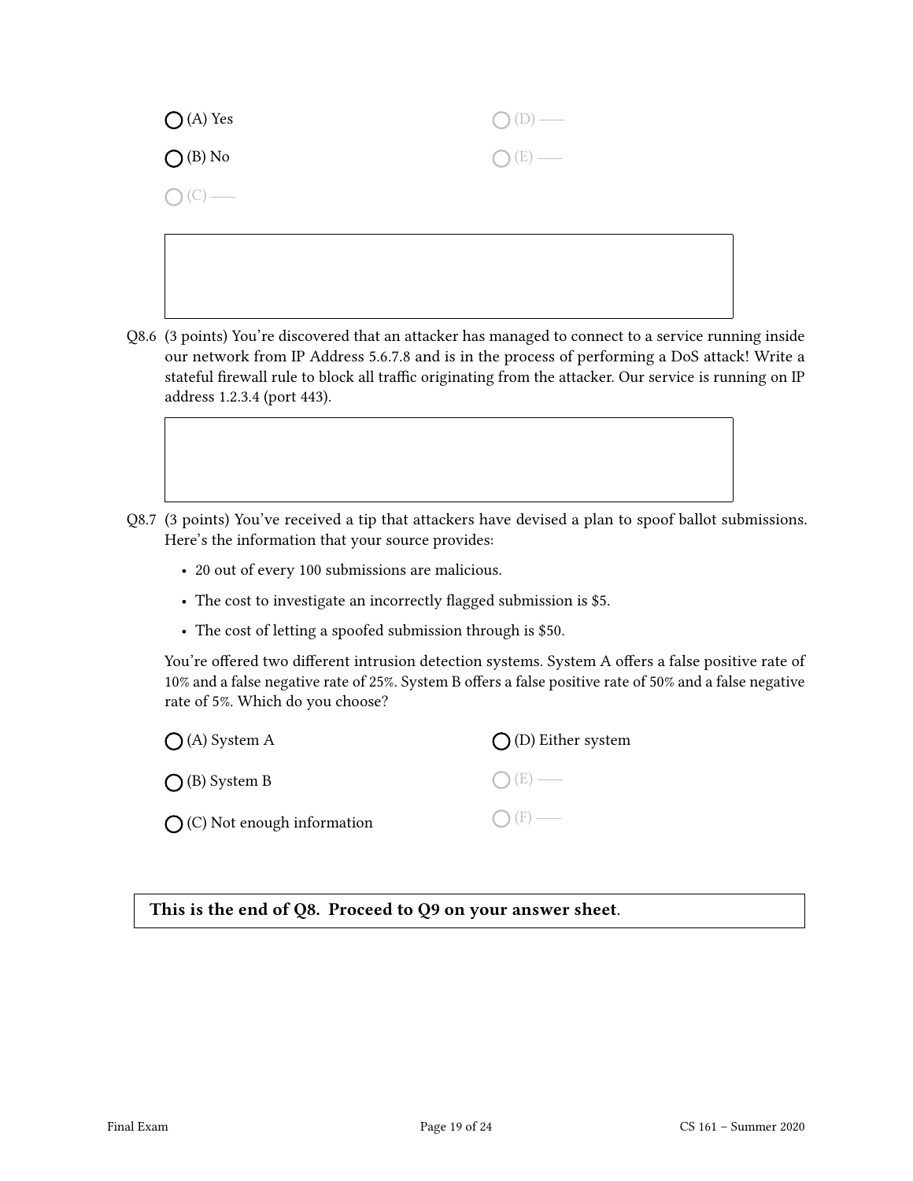- (A) Yes
- (B) No
- (C) ——
- (D) ——
- (E) ——

Q8.6 (3 points) You're discovered that an attacker has managed to connect to a service running inside our network from IP Address 5.6.7.8 and is in the process of performing a DoS attack! Write a stateful firewall rule to block all traffic originating from the attacker. Our service is running on IP address 1.2.3.4 (port 443).

Q8.7 (3 points) You've received a tip that attackers have devised a plan to spoof ballot submissions. Here's the information that your source provides:

- 20 out of every 100 submissions are malicious.
- The cost to investigate an incorrectly flagged submission is \$5.
- The cost of letting a spoofed submission through is \$50.

You're offered two different intrusion detection systems. System A offers a false positive rate of 10% and a false negative rate of 25%. System B offers a false positive rate of 50% and a false negative rate of 5%. Which do you choose?

- (A) System A
- (B) System B
- (C) Not enough information
- (D) Either system
- (E) ——
- (F) ——

**This is the end of Q8. Proceed to Q9 on your answer sheet.**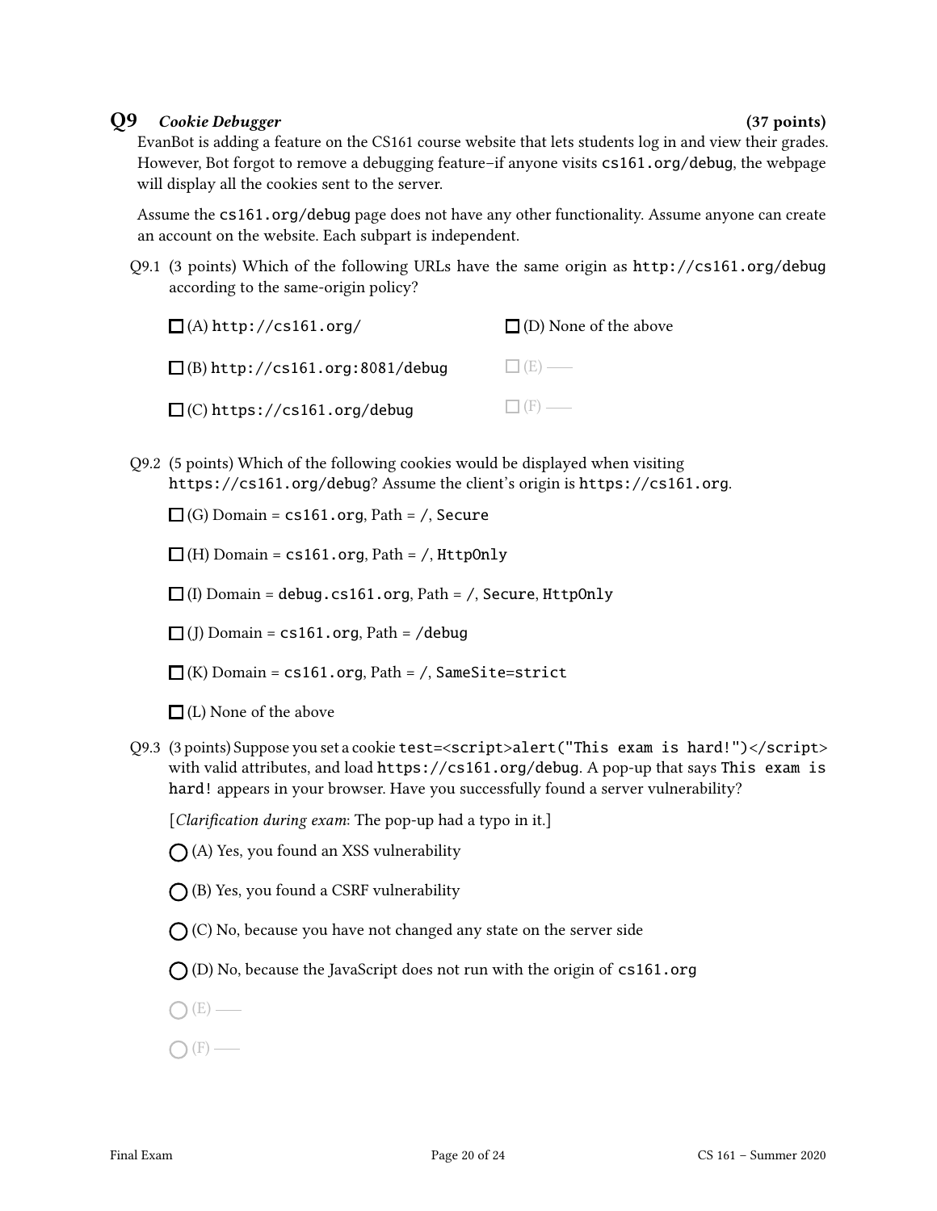## Q9 *Cookie Debugger* (37 points)

EvanBot is adding a feature on the CS161 course website that lets students log in and view their grades. However, Bot forgot to remove a debugging feature–if anyone visits `cs161.org/debug`, the webpage will display all the cookies sent to the server.

Assume the `cs161.org/debug` page does not have any other functionality. Assume anyone can create an account on the website. Each subpart is independent.

Q9.1 (3 points) Which of the following URLs have the same origin as `http://cs161.org/debug` according to the same-origin policy?

- ☐ (A) `http://cs161.org/`
- ☐ (B) `http://cs161.org:8081/debug`
- ☐ (C) `https://cs161.org/debug`
- ☐ (D) None of the above
- ☐ (E) ——
- ☐ (F) ——

Q9.2 (5 points) Which of the following cookies would be displayed when visiting `https://cs161.org/debug`? Assume the client's origin is `https://cs161.org`.

- ☐ (G) Domain = `cs161.org`, Path = `/`, `Secure`
- ☐ (H) Domain = `cs161.org`, Path = `/`, `HttpOnly`
- ☐ (I) Domain = `debug.cs161.org`, Path = `/`, `Secure`, `HttpOnly`
- ☐ (J) Domain = `cs161.org`, Path = `/debug`
- ☐ (K) Domain = `cs161.org`, Path = `/`, `SameSite=strict`
- ☐ (L) None of the above

Q9.3 (3 points) Suppose you set a cookie `test=<script>alert("This exam is hard!")</script>` with valid attributes, and load `https://cs161.org/debug`. A pop-up that says `This exam is hard!` appears in your browser. Have you successfully found a server vulnerability?

[*Clarification during exam*: The pop-up had a typo in it.]

- ◯ (A) Yes, you found an XSS vulnerability
- ◯ (B) Yes, you found a CSRF vulnerability
- ◯ (C) No, because you have not changed any state on the server side
- ◯ (D) No, because the JavaScript does not run with the origin of `cs161.org`
- ◯ (E) ——
- ◯ (F) ——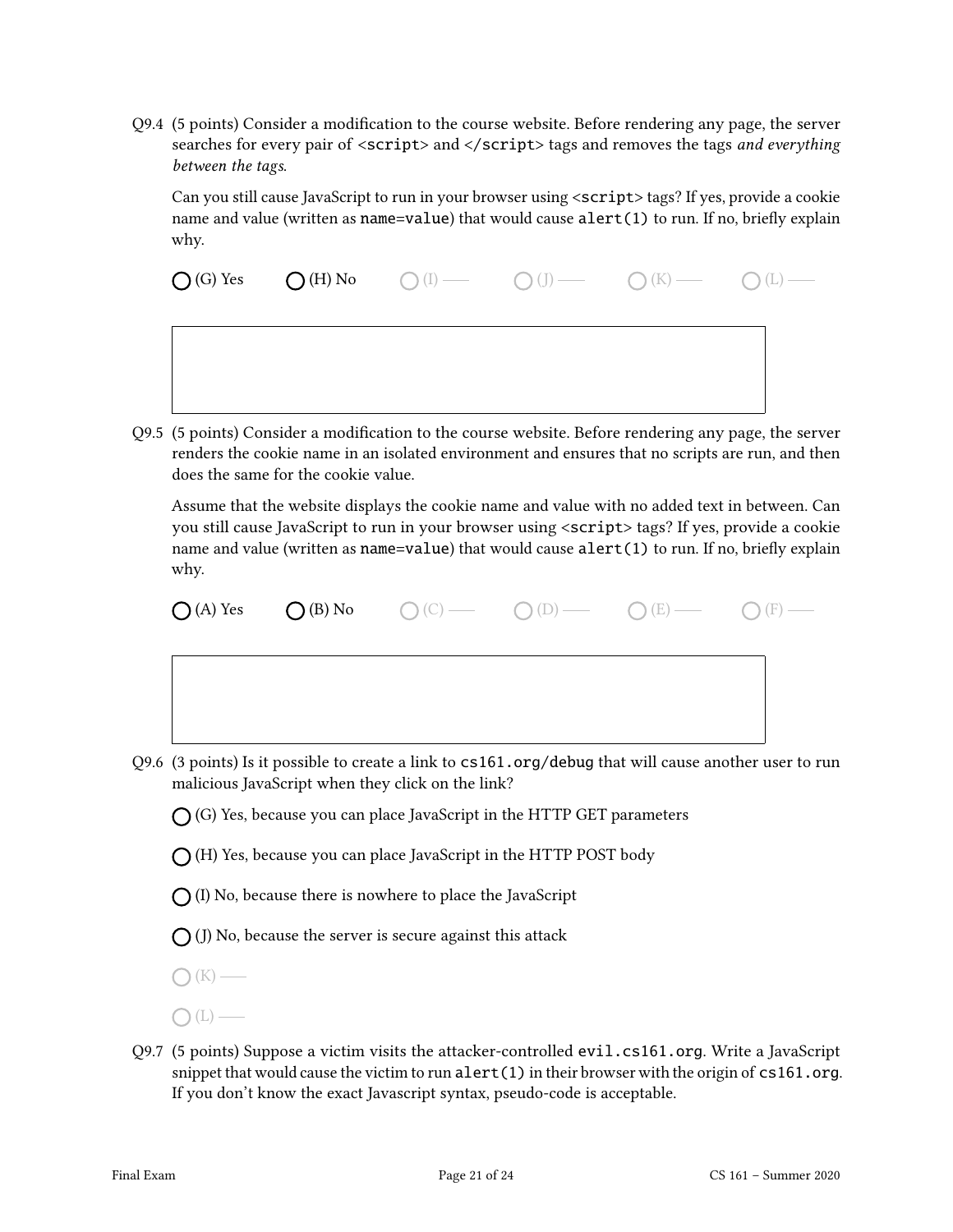Q9.4 (5 points) Consider a modification to the course website. Before rendering any page, the server searches for every pair of `<script>` and `</script>` tags and removes the tags *and everything between the tags*.

Can you still cause JavaScript to run in your browser using `<script>` tags? If yes, provide a cookie name and value (written as `name=value`) that would cause `alert(1)` to run. If no, briefly explain why.

◯ (G) Yes ◯ (H) No ◯ (I) — ◯ (J) — ◯ (K) — ◯ (L) —

|   |
|---|
|   |

Q9.5 (5 points) Consider a modification to the course website. Before rendering any page, the server renders the cookie name in an isolated environment and ensures that no scripts are run, and then does the same for the cookie value.

Assume that the website displays the cookie name and value with no added text in between. Can you still cause JavaScript to run in your browser using `<script>` tags? If yes, provide a cookie name and value (written as `name=value`) that would cause `alert(1)` to run. If no, briefly explain why.

◯ (A) Yes ◯ (B) No ◯ (C) — ◯ (D) — ◯ (E) — ◯ (F) —

|   |
|---|
|   |

Q9.6 (3 points) Is it possible to create a link to `cs161.org/debug` that will cause another user to run malicious JavaScript when they click on the link?

◯ (G) Yes, because you can place JavaScript in the HTTP GET parameters

◯ (H) Yes, because you can place JavaScript in the HTTP POST body

◯ (I) No, because there is nowhere to place the JavaScript

◯ (J) No, because the server is secure against this attack

◯ (K) —

◯ (L) —

Q9.7 (5 points) Suppose a victim visits the attacker-controlled `evil.cs161.org`. Write a JavaScript snippet that would cause the victim to run `alert(1)` in their browser with the origin of `cs161.org`. If you don't know the exact Javascript syntax, pseudo-code is acceptable.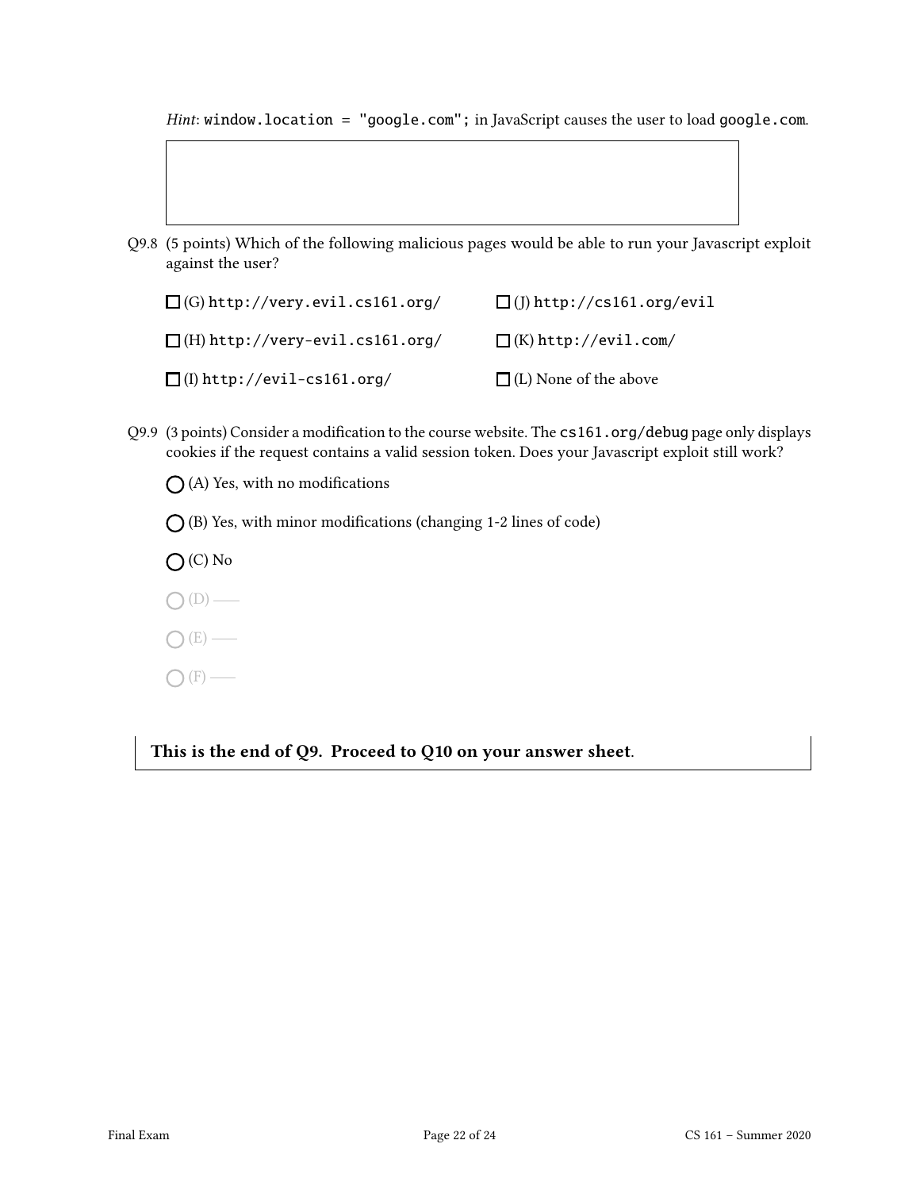*Hint*: `window.location = "google.com";` in JavaScript causes the user to load `google.com`.

Q9.8 (5 points) Which of the following malicious pages would be able to run your Javascript exploit against the user?

☐ (G) `http://very.evil.cs161.org/`

☐ (H) `http://very-evil.cs161.org/`

☐ (I) `http://evil-cs161.org/`

☐ (J) `http://cs161.org/evil`

☐ (K) `http://evil.com/`

☐ (L) None of the above

Q9.9 (3 points) Consider a modification to the course website. The `cs161.org/debug` page only displays cookies if the request contains a valid session token. Does your Javascript exploit still work?

◯ (A) Yes, with no modifications

◯ (B) Yes, with minor modifications (changing 1-2 lines of code)

◯ (C) No

◯ (D) ——

◯ (E) ——

◯ (F) ——

**This is the end of Q9. Proceed to Q10 on your answer sheet.**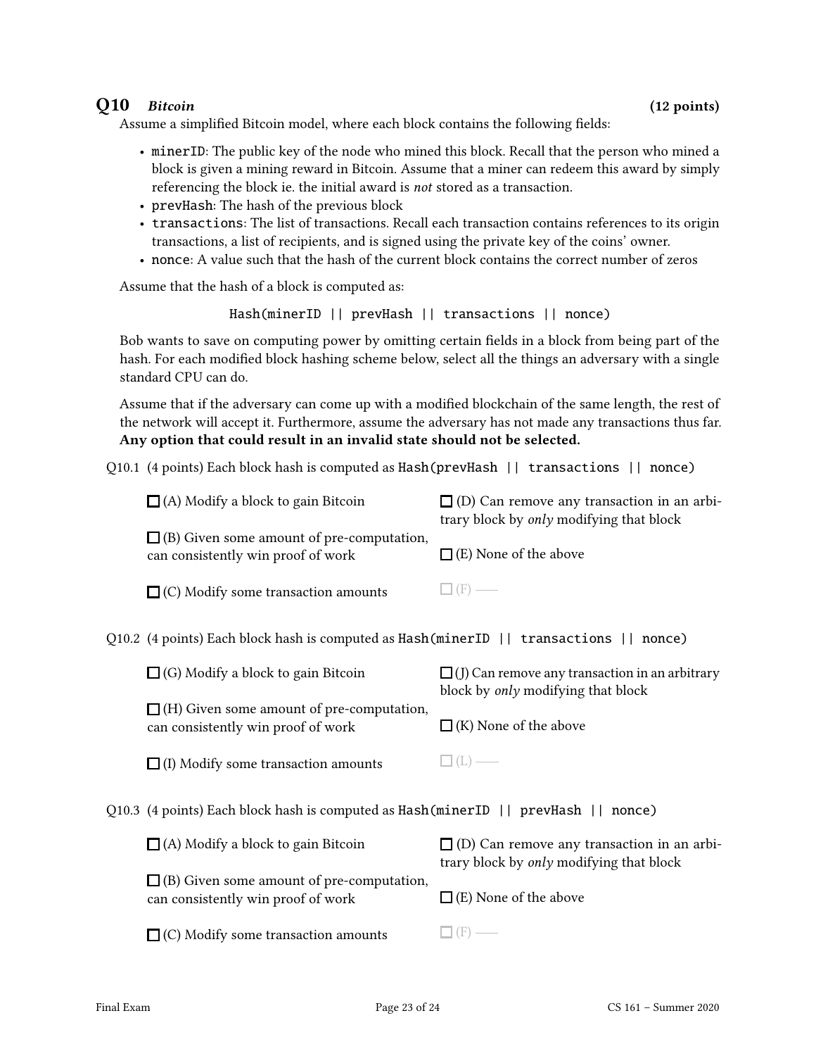## Q10 *Bitcoin* (12 points)

Assume a simplified Bitcoin model, where each block contains the following fields:

- `minerID`: The public key of the node who mined this block. Recall that the person who mined a block is given a mining reward in Bitcoin. Assume that a miner can redeem this award by simply referencing the block ie. the initial award is *not* stored as a transaction.
- `prevHash`: The hash of the previous block
- `transactions`: The list of transactions. Recall each transaction contains references to its origin transactions, a list of recipients, and is signed using the private key of the coins' owner.
- `nonce`: A value such that the hash of the current block contains the correct number of zeros

Assume that the hash of a block is computed as:

```
Hash(minerID || prevHash || transactions || nonce)
```

Bob wants to save on computing power by omitting certain fields in a block from being part of the hash. For each modified block hashing scheme below, select all the things an adversary with a single standard CPU can do.

Assume that if the adversary can come up with a modified blockchain of the same length, the rest of the network will accept it. Furthermore, assume the adversary has not made any transactions thus far. **Any option that could result in an invalid state should not be selected.**

Q10.1 (4 points) Each block hash is computed as `Hash(prevHash || transactions || nonce)`

☐ (A) Modify a block to gain Bitcoin

☐ (B) Given some amount of pre-computation, can consistently win proof of work

☐ (C) Modify some transaction amounts

☐ (D) Can remove any transaction in an arbitrary block by *only* modifying that block

☐ (E) None of the above

☐ (F) ——

Q10.2 (4 points) Each block hash is computed as `Hash(minerID || transactions || nonce)`

☐ (G) Modify a block to gain Bitcoin

☐ (H) Given some amount of pre-computation, can consistently win proof of work

☐ (I) Modify some transaction amounts

☐ (J) Can remove any transaction in an arbitrary block by *only* modifying that block

☐ (K) None of the above

☐ (L) ——

Q10.3 (4 points) Each block hash is computed as `Hash(minerID || prevHash || nonce)`

☐ (A) Modify a block to gain Bitcoin

☐ (B) Given some amount of pre-computation, can consistently win proof of work

☐ (C) Modify some transaction amounts

☐ (D) Can remove any transaction in an arbitrary block by *only* modifying that block

☐ (E) None of the above

☐ (F) ——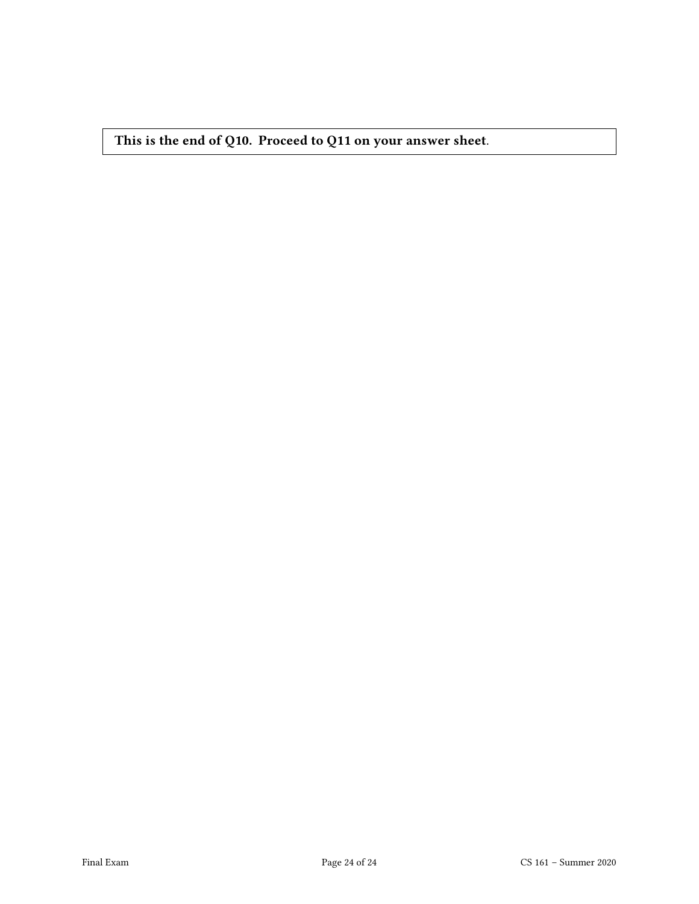**This is the end of Q10. Proceed to Q11 on your answer sheet**.